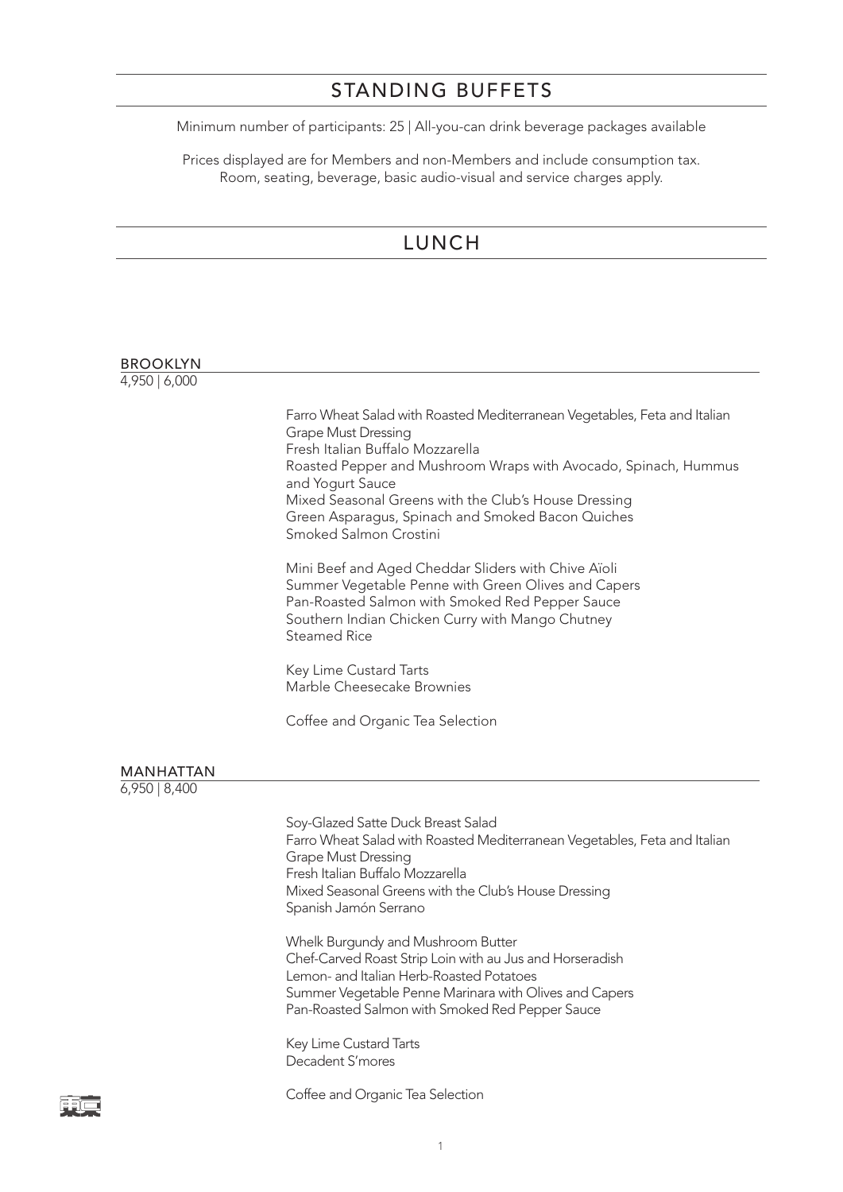# STANDING BUFFETS

Minimum number of participants: 25 | All-you-can drink beverage packages available

Prices displayed are for Members and non-Members and include consumption tax.
Room, seating, beverage, basic audio-visual and service charges apply.

## LUNCH

### BROOKLYN

4,950 | 6,000

Farro Wheat Salad with Roasted Mediterranean Vegetables, Feta and Italian Grape Must Dressing
Fresh Italian Buffalo Mozzarella
Roasted Pepper and Mushroom Wraps with Avocado, Spinach, Hummus and Yogurt Sauce
Mixed Seasonal Greens with the Club's House Dressing
Green Asparagus, Spinach and Smoked Bacon Quiches
Smoked Salmon Crostini

Mini Beef and Aged Cheddar Sliders with Chive Aïoli
Summer Vegetable Penne with Green Olives and Capers
Pan-Roasted Salmon with Smoked Red Pepper Sauce
Southern Indian Chicken Curry with Mango Chutney
Steamed Rice

Key Lime Custard Tarts
Marble Cheesecake Brownies

Coffee and Organic Tea Selection

### MANHATTAN

6,950 | 8,400

Soy-Glazed Satte Duck Breast Salad
Farro Wheat Salad with Roasted Mediterranean Vegetables, Feta and Italian Grape Must Dressing
Fresh Italian Buffalo Mozzarella
Mixed Seasonal Greens with the Club's House Dressing
Spanish Jamón Serrano

Whelk Burgundy and Mushroom Butter
Chef-Carved Roast Strip Loin with au Jus and Horseradish
Lemon- and Italian Herb-Roasted Potatoes
Summer Vegetable Penne Marinara with Olives and Capers
Pan-Roasted Salmon with Smoked Red Pepper Sauce

Key Lime Custard Tarts
Decadent S'mores

Coffee and Organic Tea Selection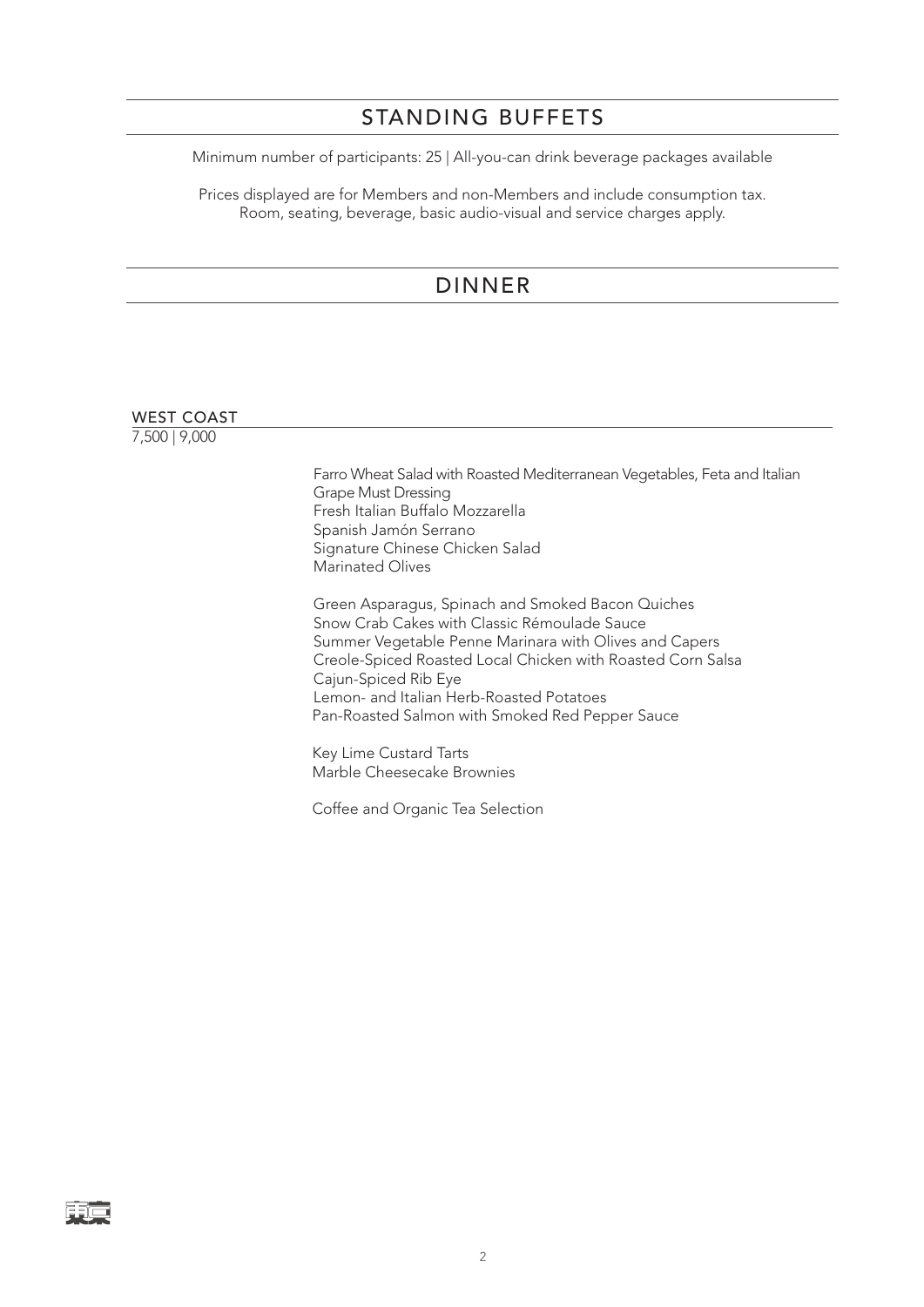# STANDING BUFFETS

Minimum number of participants: 25 | All-you-can drink beverage packages available

Prices displayed are for Members and non-Members and include consumption tax.
Room, seating, beverage, basic audio-visual and service charges apply.

## DINNER

### WEST COAST

7,500 | 9,000

Farro Wheat Salad with Roasted Mediterranean Vegetables, Feta and Italian Grape Must Dressing
Fresh Italian Buffalo Mozzarella
Spanish Jamón Serrano
Signature Chinese Chicken Salad
Marinated Olives

Green Asparagus, Spinach and Smoked Bacon Quiches
Snow Crab Cakes with Classic Rémoulade Sauce
Summer Vegetable Penne Marinara with Olives and Capers
Creole-Spiced Roasted Local Chicken with Roasted Corn Salsa
Cajun-Spiced Rib Eye
Lemon- and Italian Herb-Roasted Potatoes
Pan-Roasted Salmon with Smoked Red Pepper Sauce

Key Lime Custard Tarts
Marble Cheesecake Brownies

Coffee and Organic Tea Selection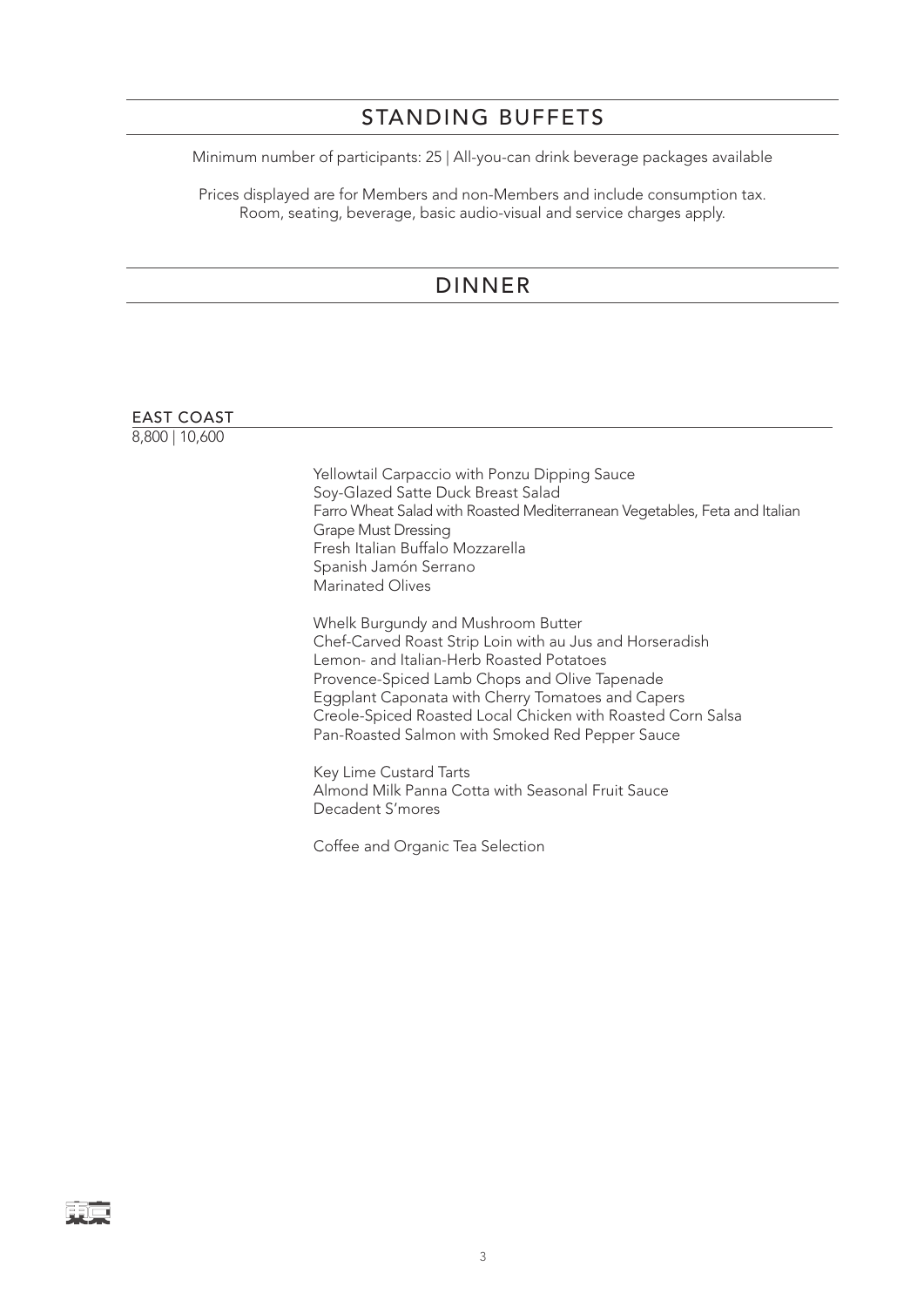## STANDING BUFFETS

Minimum number of participants: 25 | All-you-can drink beverage packages available

Prices displayed are for Members and non-Members and include consumption tax.
Room, seating, beverage, basic audio-visual and service charges apply.

## DINNER

### EAST COAST

8,800 | 10,600

Yellowtail Carpaccio with Ponzu Dipping Sauce
Soy-Glazed Satte Duck Breast Salad
Farro Wheat Salad with Roasted Mediterranean Vegetables, Feta and Italian Grape Must Dressing
Fresh Italian Buffalo Mozzarella
Spanish Jamón Serrano
Marinated Olives

Whelk Burgundy and Mushroom Butter
Chef-Carved Roast Strip Loin with au Jus and Horseradish
Lemon- and Italian-Herb Roasted Potatoes
Provence-Spiced Lamb Chops and Olive Tapenade
Eggplant Caponata with Cherry Tomatoes and Capers
Creole-Spiced Roasted Local Chicken with Roasted Corn Salsa
Pan-Roasted Salmon with Smoked Red Pepper Sauce

Key Lime Custard Tarts
Almond Milk Panna Cotta with Seasonal Fruit Sauce
Decadent S'mores

Coffee and Organic Tea Selection